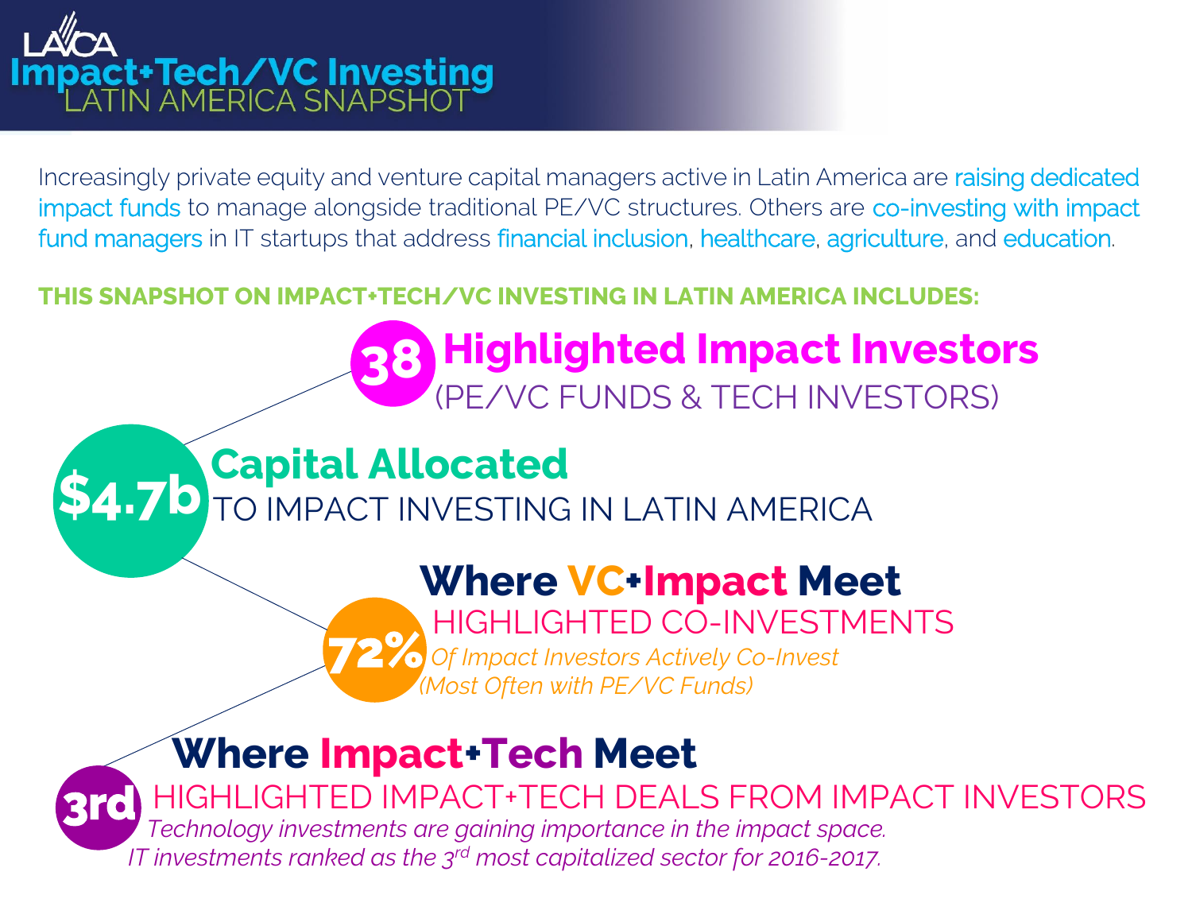# LAVCA Impact+Tech/VC Investing

## LATIN AMERICA SNAPSHOT

Increasingly private equity and venture capital managers active in Latin America are raising dedicated impact funds to manage alongside traditional PE/VC structures. Others are co-investing with impact fund managers in IT startups that address financial inclusion, healthcare, agriculture, and education.

**THIS SNAPSHOT ON IMPACT+TECH/VC INVESTING IN LATIN AMERICA INCLUDES:**

### 38 Highlighted Impact Investors

(PE/VC FUNDS & TECH INVESTORS)

### $4.7b Capital Allocated

TO IMPACT INVESTING IN LATIN AMERICA

### Where VC+Impact Meet

**72%** HIGHLIGHTED CO-INVESTMENTS

*Of Impact Investors Actively Co-Invest (Most Often with PE/VC Funds)*

### Where Impact+Tech Meet

**3rd** HIGHLIGHTED IMPACT+TECH DEALS FROM IMPACT INVESTORS

*Technology investments are gaining importance in the impact space.*
*IT investments ranked as the 3rd most capitalized sector for 2016-2017.*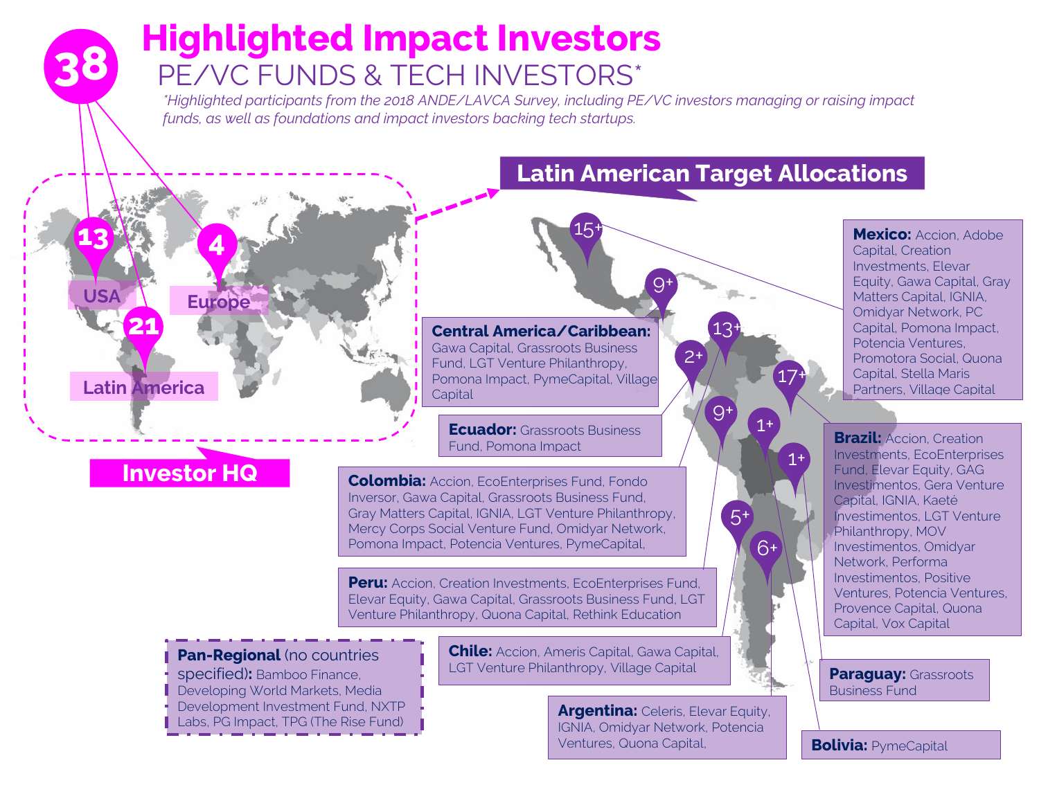# Highlighted Impact Investors

## PE/VC FUNDS & TECH INVESTORS*

**38**

*Highlighted participants from the 2018 ANDE/LAVCA Survey, including PE/VC investors managing or raising impact funds, as well as foundations and impact investors backing tech startups.*

### Investor HQ

- USA: 13
- Europe: 4
- Latin America: 21

### Latin American Target Allocations

**Mexico (15+):** Accion, Adobe Capital, Creation Investments, Elevar Equity, Gawa Capital, Gray Matters Capital, IGNIA, Omidyar Network, PC Capital, Pomona Impact, Potencia Ventures, Promotora Social, Quona Capital, Stella Maris Partners, Village Capital

**Central America/Caribbean (9+):** Gawa Capital, Grassroots Business Fund, LGT Venture Philanthropy, Pomona Impact, PymeCapital, Village Capital

**Ecuador (2+):** Grassroots Business Fund, Pomona Impact

**Colombia (13+):** Accion, EcoEnterprises Fund, Fondo Inversor, Gawa Capital, Grassroots Business Fund, Gray Matters Capital, IGNIA, LGT Venture Philanthropy, Mercy Corps Social Venture Fund, Omidyar Network, Pomona Impact, Potencia Ventures, PymeCapital,

**Peru (9+):** Accion, Creation Investments, EcoEnterprises Fund, Elevar Equity, Gawa Capital, Grassroots Business Fund, LGT Venture Philanthropy, Quona Capital, Rethink Education

**Brazil (17+):** Accion, Creation Investments, EcoEnterprises Fund, Elevar Equity, GAG Investimentos, Gera Venture Capital, IGNIA, Kaeté Investimentos, LGT Venture Philanthropy, MOV Investimentos, Omidyar Network, Performa Investimentos, Positive Ventures, Potencia Ventures, Provence Capital, Quona Capital, Vox Capital

**Chile (5+):** Accion, Ameris Capital, Gawa Capital, LGT Venture Philanthropy, Village Capital

**Argentina (6+):** Celeris, Elevar Equity, IGNIA, Omidyar Network, Potencia Ventures, Quona Capital,

**Paraguay (1+):** Grassroots Business Fund

**Bolivia (1+):** PymeCapital

**Pan-Regional** (no countries specified): Bamboo Finance, Developing World Markets, Media Development Investment Fund, NXTP Labs, PG Impact, TPG (The Rise Fund)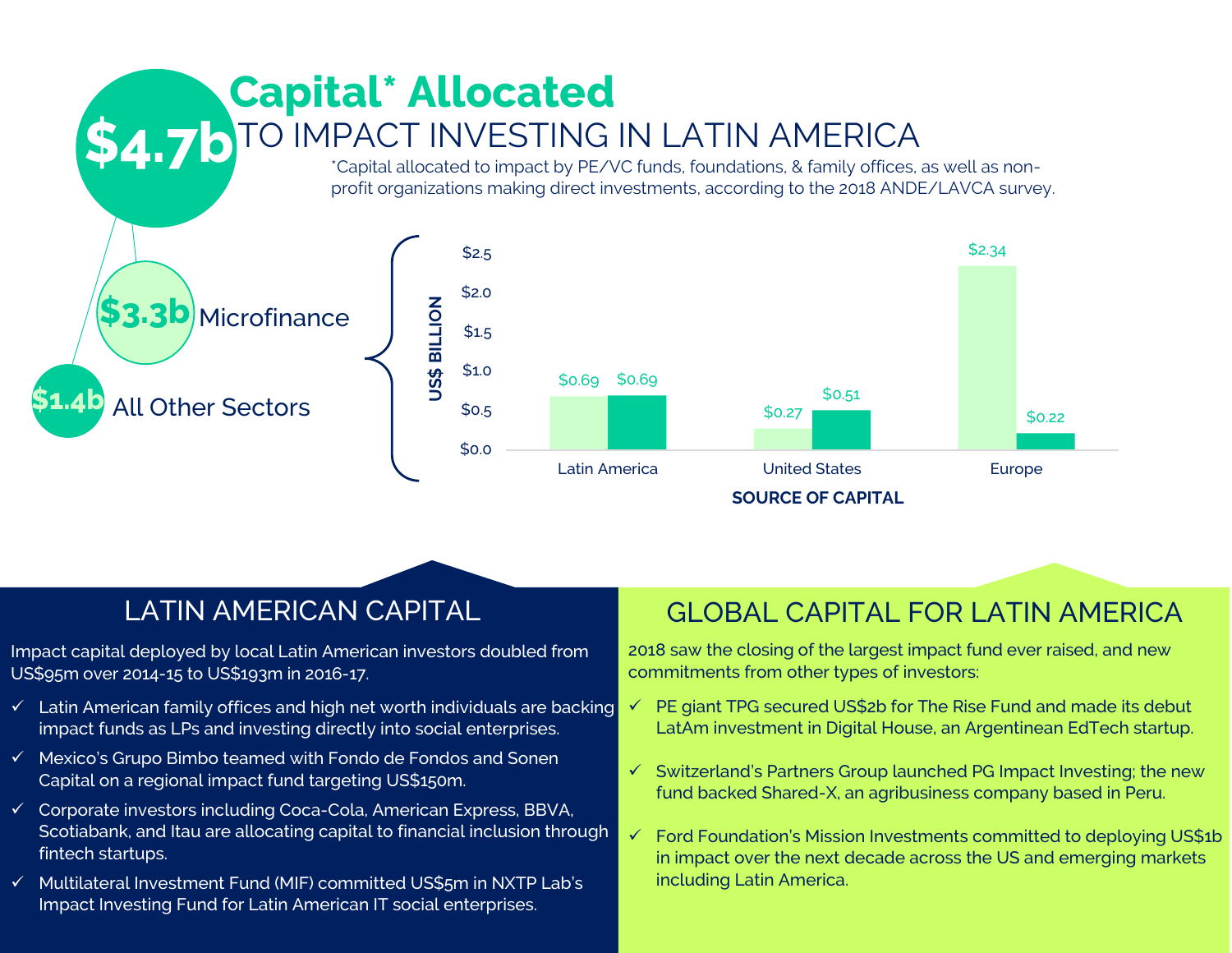# Capital* Allocated

## TO IMPACT INVESTING IN LATIN AMERICA

**$4.7b**

*Capital allocated to impact by PE/VC funds, foundations, & family offices, as well as non-profit organizations making direct investments, according to the 2018 ANDE/LAVCA survey.

- **$3.3b** Microfinance
- **$1.4b** All Other Sectors

US$ BILLION by SOURCE OF CAPITAL

| Source of Capital | Microfinance | All Other Sectors |
| --- | --- | --- |
| Latin America | $0.69 | $0.69 |
| United States | $0.27 | $0.51 |
| Europe | $2.34 | $0.22 |

## LATIN AMERICAN CAPITAL

Impact capital deployed by local Latin American investors doubled from US$95m over 2014-15 to US$193m in 2016-17.

- ✓ Latin American family offices and high net worth individuals are backing impact funds as LPs and investing directly into social enterprises.
- ✓ Mexico's Grupo Bimbo teamed with Fondo de Fondos and Sonen Capital on a regional impact fund targeting US$150m.
- ✓ Corporate investors including Coca-Cola, American Express, BBVA, Scotiabank, and Itau are allocating capital to financial inclusion through fintech startups.
- ✓ Multilateral Investment Fund (MIF) committed US$5m in NXTP Lab's Impact Investing Fund for Latin American IT social enterprises.

## GLOBAL CAPITAL FOR LATIN AMERICA

2018 saw the closing of the largest impact fund ever raised, and new commitments from other types of investors:

- ✓ PE giant TPG secured US$2b for The Rise Fund and made its debut LatAm investment in Digital House, an Argentinean EdTech startup.
- ✓ Switzerland's Partners Group launched PG Impact Investing; the new fund backed Shared-X, an agribusiness company based in Peru.
- ✓ Ford Foundation's Mission Investments committed to deploying US$1b in impact over the next decade across the US and emerging markets including Latin America.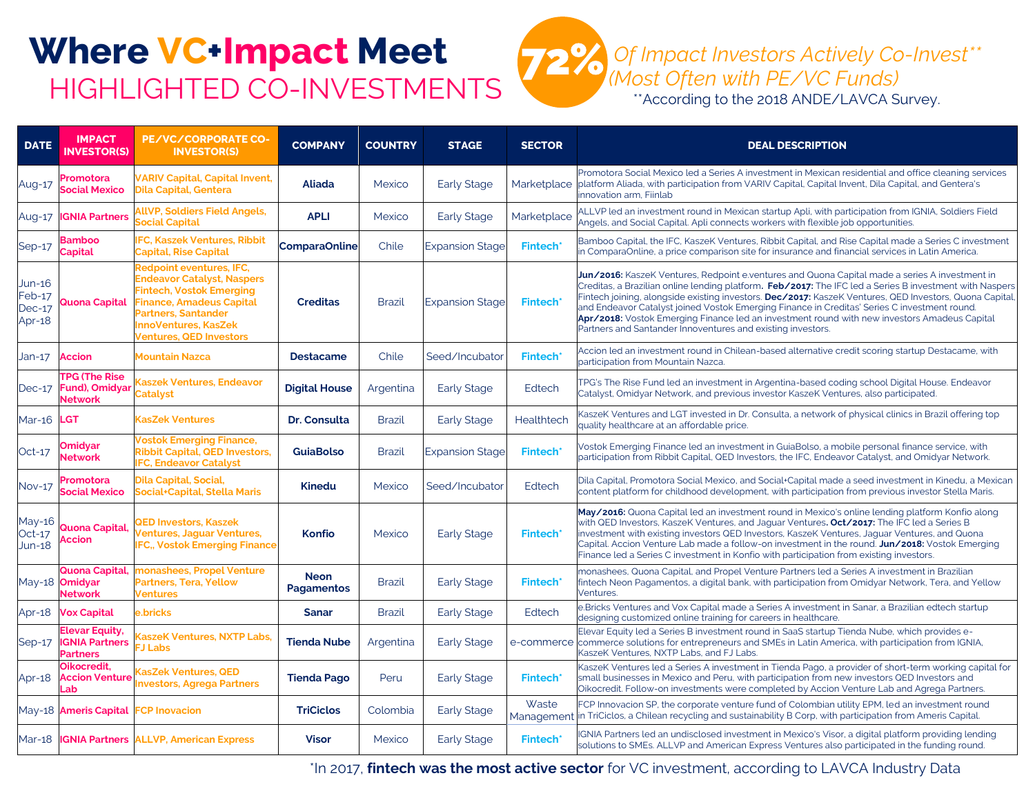# Where VC+Impact Meet

## HIGHLIGHTED CO-INVESTMENTS

**72%** *Of Impact Investors Actively Co-Invest*** *(Most Often with PE/VC Funds)*

**According to the 2018 ANDE/LAVCA Survey.

| DATE | IMPACT INVESTOR(S) | PE/VC/CORPORATE CO-INVESTOR(S) | COMPANY | COUNTRY | STAGE | SECTOR | DEAL DESCRIPTION |
|---|---|---|---|---|---|---|---|
| Aug-17 | Promotora Social Mexico | VARIV Capital, Capital Invent, Dila Capital, Gentera | Aliada | Mexico | Early Stage | Marketplace | Promotora Social Mexico led a Series A investment in Mexican residential and office cleaning services platform Aliada, with participation from VARIV Capital, Capital Invent, Dila Capital, and Gentera's innovation arm, Fiinlab |
| Aug-17 | IGNIA Partners | AllVP, Soldiers Field Angels, Social Capital | APLI | Mexico | Early Stage | Marketplace | ALLVP led an investment round in Mexican startup Apli, with participation from IGNIA, Soldiers Field Angels, and Social Capital. Apli connects workers with flexible job opportunities. |
| Sep-17 | Bamboo Capital | IFC, Kaszek Ventures, Ribbit Capital, Rise Capital | ComparaOnline | Chile | Expansion Stage | Fintech* | Bamboo Capital, the IFC, KaszeK Ventures, Ribbit Capital, and Rise Capital made a Series C investment in ComparaOnline, a price comparison site for insurance and financial services in Latin America. |
| Jun-16 Feb-17 Dec-17 Apr-18 | Quona Capital | Redpoint eventures, IFC, Endeavor Catalyst, Naspers Fintech, Vostok Emerging Finance, Amadeus Capital Partners, Santander InnoVentures, KasZek Ventures, QED Investors | Creditas | Brazil | Expansion Stage | Fintech* | **Jun/2016:** KaszeK Ventures, Redpoint e.ventures and Quona Capital made a series A investment in Creditas, a Brazilian online lending platform. **Feb/2017:** The IFC led a Series B investment with Naspers Fintech joining, alongside existing investors. **Dec/2017:** KaszeK Ventures, QED Investors, Quona Capital, and Endeavor Catalyst joined Vostok Emerging Finance in Creditas' Series C investment round. **Apr/2018:** Vostok Emerging Finance led an investment round with new investors Amadeus Capital Partners and Santander Innoventures and existing investors. |
| Jan-17 | Accion | Mountain Nazca | Destacame | Chile | Seed/Incubator | Fintech* | Accion led an investment round in Chilean-based alternative credit scoring startup Destacame, with participation from Mountain Nazca. |
| Dec-17 | TPG (The Rise Fund), Omidyar Network | Kaszek Ventures, Endeavor Catalyst | Digital House | Argentina | Early Stage | Edtech | TPG's The Rise Fund led an investment in Argentina-based coding school Digital House. Endeavor Catalyst, Omidyar Network, and previous investor KaszeK Ventures, also participated. |
| Mar-16 | LGT | KasZek Ventures | Dr. Consulta | Brazil | Early Stage | Healthtech | KaszeK Ventures and LGT invested in Dr. Consulta, a network of physical clinics in Brazil offering top quality healthcare at an affordable price. |
| Oct-17 | Omidyar Network | Vostok Emerging Finance, Ribbit Capital, QED Investors, IFC, Endeavor Catalyst | GuiaBolso | Brazil | Expansion Stage | Fintech* | Vostok Emerging Finance led an investment in GuiaBolso, a mobile personal finance service, with participation from Ribbit Capital, QED Investors, the IFC, Endeavor Catalyst, and Omidyar Network. |
| Nov-17 | Promotora Social Mexico | Dila Capital, Social, Social+Capital, Stella Maris | Kinedu | Mexico | Seed/Incubator | Edtech | Dila Capital, Promotora Social Mexico, and Social+Capital made a seed investment in Kinedu, a Mexican content platform for childhood development, with participation from previous investor Stella Maris. |
| May-16 Oct-17 Jun-18 | Quona Capital, Accion | QED Investors, Kaszek Ventures, Jaguar Ventures, IFC,, Vostok Emerging Finance | Konfio | Mexico | Early Stage | Fintech* | **May/2016:** Quona Capital led an investment round in Mexico's online lending platform Konfio along with QED Investors, KaszeK Ventures, and Jaguar Ventures**.** **Oct/2017:** The IFC led a Series B investment with existing investors QED Investors, KaszeK Ventures, Jaguar Ventures, and Quona Capital. Accion Venture Lab made a follow-on investment in the round. **Jun/2018:** Vostok Emerging Finance led a Series C investment in Konfio with participation from existing investors. |
| May-18 | Quona Capital, Omidyar Network | monashees, Propel Venture Partners, Tera, Yellow Ventures | Neon Pagamentos | Brazil | Early Stage | Fintech* | monashees, Quona Capital, and Propel Venture Partners led a Series A investment in Brazilian fintech Neon Pagamentos, a digital bank, with participation from Omidyar Network, Tera, and Yellow Ventures. |
| Apr-18 | Vox Capital | e.bricks | Sanar | Brazil | Early Stage | Edtech | e.Bricks Ventures and Vox Capital made a Series A investment in Sanar, a Brazilian edtech startup designing customized online training for careers in healthcare. |
| Sep-17 | Elevar Equity, IGNIA Partners Partners | KaszeK Ventures, NXTP Labs, FJ Labs | Tienda Nube | Argentina | Early Stage | e-commerce | Elevar Equity led a Series B investment round in SaaS startup Tienda Nube, which provides e-commerce solutions for entrepreneurs and SMEs in Latin America, with participation from IGNIA, KaszeK Ventures, NXTP Labs, and FJ Labs. |
| Apr-18 | Oikocredit, Accion Venture Lab | KasZek Ventures, QED Investors, Agrega Partners | Tienda Pago | Peru | Early Stage | Fintech* | KaszeK Ventures led a Series A investment in Tienda Pago, a provider of short-term working capital for small businesses in Mexico and Peru, with participation from new investors QED Investors and Oikocredit. Follow-on investments were completed by Accion Venture Lab and Agrega Partners. |
| May-18 | Ameris Capital | FCP Inovacion | TriCiclos | Colombia | Early Stage | Waste Management | FCP Innovacion SP, the corporate venture fund of Colombian utility EPM, led an investment round in TriCiclos, a Chilean recycling and sustainability B Corp, with participation from Ameris Capital. |
| Mar-18 | IGNIA Partners | ALLVP, American Express | Visor | Mexico | Early Stage | Fintech* | IGNIA Partners led an undisclosed investment in Mexico's Visor, a digital platform providing lending solutions to SMEs. ALLVP and American Express Ventures also participated in the funding round. |

*In 2017, **fintech was the most active sector** for VC investment, according to LAVCA Industry Data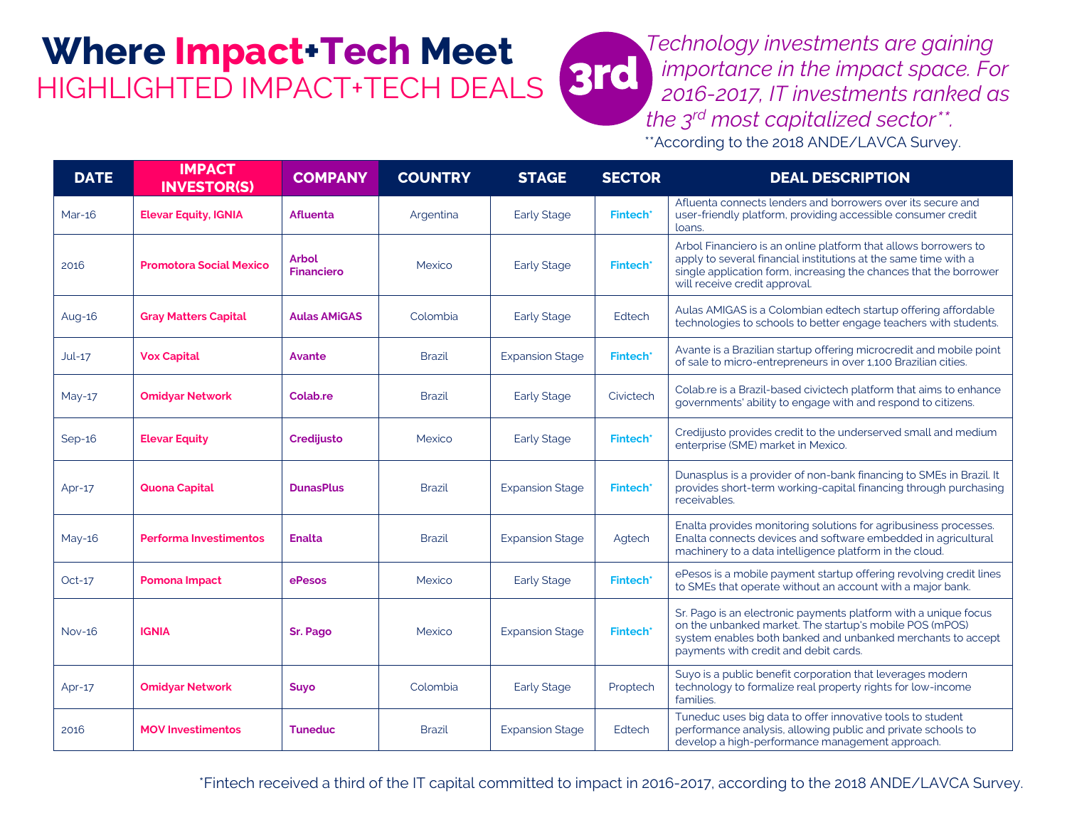# Where Impact+Tech Meet

## HIGHLIGHTED IMPACT+TECH DEALS

**3rd** *Technology investments are gaining importance in the impact space. For 2016-2017, IT investments ranked as the 3rd most capitalized sector\*\*.*

\*\*According to the 2018 ANDE/LAVCA Survey.

| DATE | IMPACT INVESTOR(S) | COMPANY | COUNTRY | STAGE | SECTOR | DEAL DESCRIPTION |
|---|---|---|---|---|---|---|
| Mar-16 | **Elevar Equity, IGNIA** | **Afluenta** | Argentina | Early Stage | **Fintech\*** | Afluenta connects lenders and borrowers over its secure and user-friendly platform, providing accessible consumer credit loans. |
| 2016 | **Promotora Social Mexico** | **Arbol Financiero** | Mexico | Early Stage | **Fintech\*** | Arbol Financiero is an online platform that allows borrowers to apply to several financial institutions at the same time with a single application form, increasing the chances that the borrower will receive credit approval. |
| Aug-16 | **Gray Matters Capital** | **Aulas AMiGAS** | Colombia | Early Stage | Edtech | Aulas AMIGAS is a Colombian edtech startup offering affordable technologies to schools to better engage teachers with students. |
| Jul-17 | **Vox Capital** | **Avante** | Brazil | Expansion Stage | **Fintech\*** | Avante is a Brazilian startup offering microcredit and mobile point of sale to micro-entrepreneurs in over 1,100 Brazilian cities. |
| May-17 | **Omidyar Network** | **Colab.re** | Brazil | Early Stage | Civictech | Colab.re is a Brazil-based civictech platform that aims to enhance governments' ability to engage with and respond to citizens. |
| Sep-16 | **Elevar Equity** | **Credijusto** | Mexico | Early Stage | **Fintech\*** | Credijusto provides credit to the underserved small and medium enterprise (SME) market in Mexico. |
| Apr-17 | **Quona Capital** | **DunasPlus** | Brazil | Expansion Stage | **Fintech\*** | Dunasplus is a provider of non-bank financing to SMEs in Brazil. It provides short-term working-capital financing through purchasing receivables. |
| May-16 | **Performa Investimentos** | **Enalta** | Brazil | Expansion Stage | Agtech | Enalta provides monitoring solutions for agribusiness processes. Enalta connects devices and software embedded in agricultural machinery to a data intelligence platform in the cloud. |
| Oct-17 | **Pomona Impact** | **ePesos** | Mexico | Early Stage | **Fintech\*** | ePesos is a mobile payment startup offering revolving credit lines to SMEs that operate without an account with a major bank. |
| Nov-16 | **IGNIA** | **Sr. Pago** | Mexico | Expansion Stage | **Fintech\*** | Sr. Pago is an electronic payments platform with a unique focus on the unbanked market. The startup's mobile POS (mPOS) system enables both banked and unbanked merchants to accept payments with credit and debit cards. |
| Apr-17 | **Omidyar Network** | **Suyo** | Colombia | Early Stage | Proptech | Suyo is a public benefit corporation that leverages modern technology to formalize real property rights for low-income families. |
| 2016 | **MOV Investimentos** | **Tuneduc** | Brazil | Expansion Stage | Edtech | Tuneduc uses big data to offer innovative tools to student performance analysis, allowing public and private schools to develop a high-performance management approach. |

\*Fintech received a third of the IT capital committed to impact in 2016-2017, according to the 2018 ANDE/LAVCA Survey.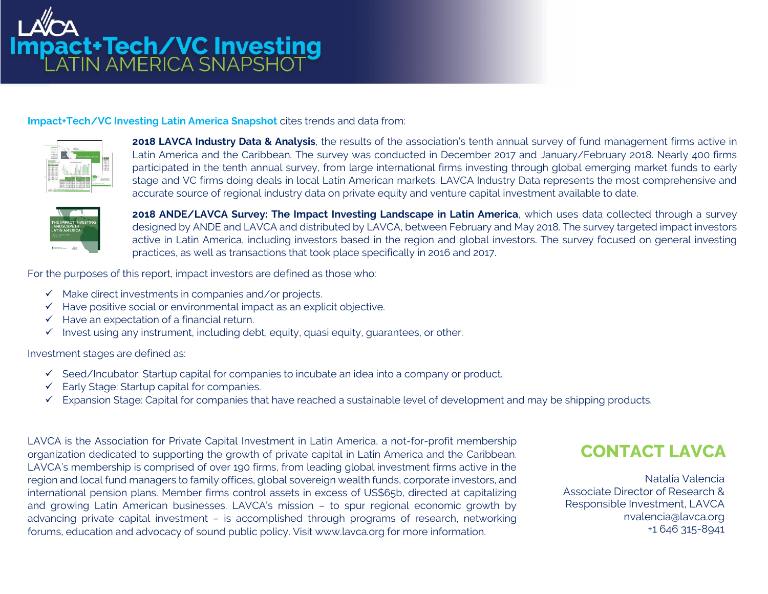# LAVCA Impact+Tech/VC Investing

## LATIN AMERICA SNAPSHOT

**Impact+Tech/VC Investing Latin America Snapshot** cites trends and data from:

**2018 LAVCA Industry Data & Analysis**, the results of the association's tenth annual survey of fund management firms active in Latin America and the Caribbean. The survey was conducted in December 2017 and January/February 2018. Nearly 400 firms participated in the tenth annual survey, from large international firms investing through global emerging market funds to early stage and VC firms doing deals in local Latin American markets. LAVCA Industry Data represents the most comprehensive and accurate source of regional industry data on private equity and venture capital investment available to date.

**2018 ANDE/LAVCA Survey: The Impact Investing Landscape in Latin America**, which uses data collected through a survey designed by ANDE and LAVCA and distributed by LAVCA, between February and May 2018. The survey targeted impact investors active in Latin America, including investors based in the region and global investors. The survey focused on general investing practices, as well as transactions that took place specifically in 2016 and 2017.

For the purposes of this report, impact investors are defined as those who:

- ✓ Make direct investments in companies and/or projects.
- ✓ Have positive social or environmental impact as an explicit objective.
- ✓ Have an expectation of a financial return.
- ✓ Invest using any instrument, including debt, equity, quasi equity, guarantees, or other.

Investment stages are defined as:

- ✓ Seed/Incubator: Startup capital for companies to incubate an idea into a company or product.
- ✓ Early Stage: Startup capital for companies.
- ✓ Expansion Stage: Capital for companies that have reached a sustainable level of development and may be shipping products.

LAVCA is the Association for Private Capital Investment in Latin America, a not-for-profit membership organization dedicated to supporting the growth of private capital in Latin America and the Caribbean. LAVCA's membership is comprised of over 190 firms, from leading global investment firms active in the region and local fund managers to family offices, global sovereign wealth funds, corporate investors, and international pension plans. Member firms control assets in excess of US$65b, directed at capitalizing and growing Latin American businesses. LAVCA's mission – to spur regional economic growth by advancing private capital investment – is accomplished through programs of research, networking forums, education and advocacy of sound public policy. Visit www.lavca.org for more information.

## CONTACT LAVCA

Natalia Valencia
Associate Director of Research & Responsible Investment, LAVCA
nvalencia@lavca.org
+1 646 315-8941